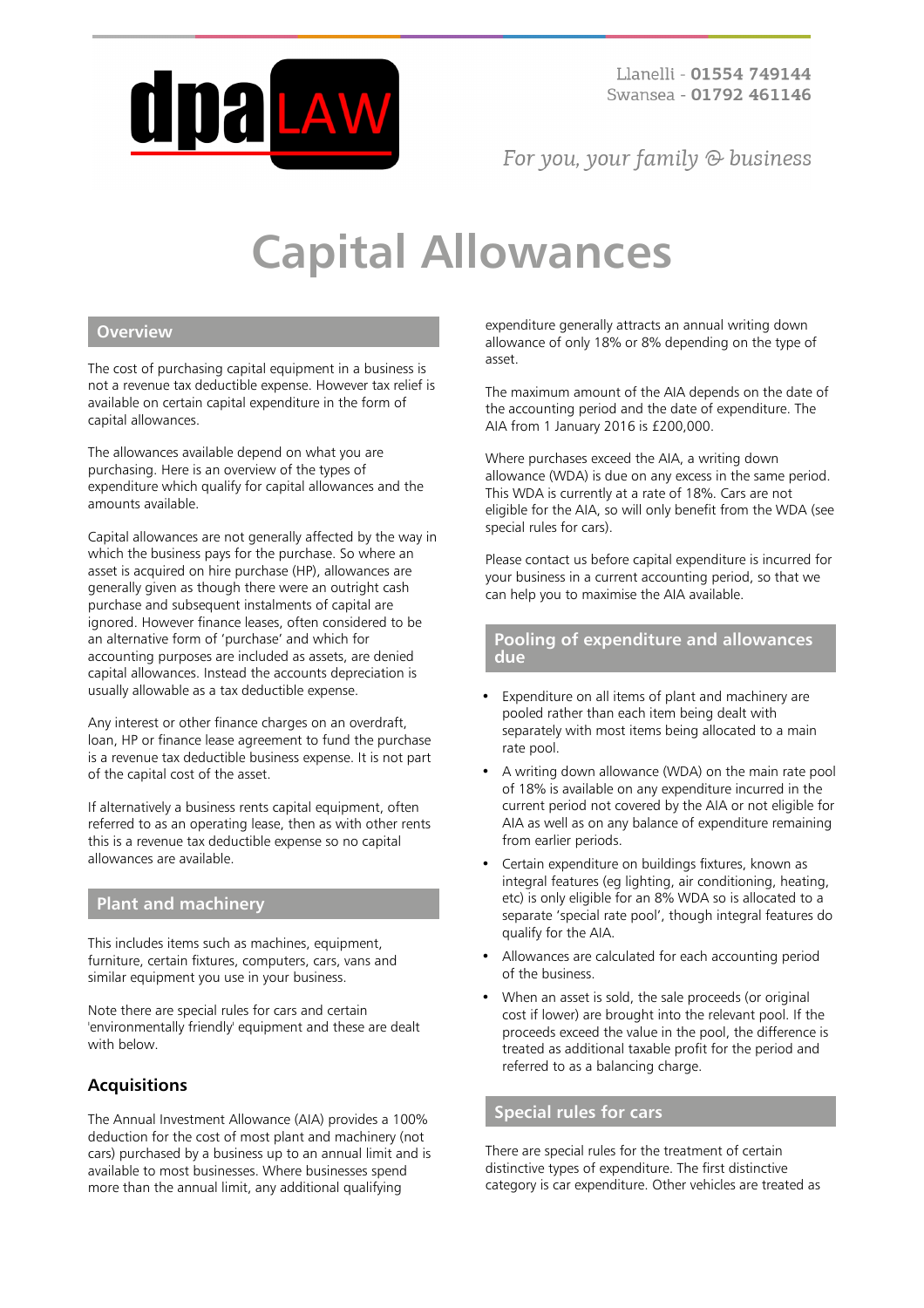Llanelli - **01554 749144**
Swansea - **01792 461146**

*For you, your family & business*

# Capital Allowances

## Overview

The cost of purchasing capital equipment in a business is not a revenue tax deductible expense. However tax relief is available on certain capital expenditure in the form of capital allowances.

The allowances available depend on what you are purchasing. Here is an overview of the types of expenditure which qualify for capital allowances and the amounts available.

Capital allowances are not generally affected by the way in which the business pays for the purchase. So where an asset is acquired on hire purchase (HP), allowances are generally given as though there were an outright cash purchase and subsequent instalments of capital are ignored. However finance leases, often considered to be an alternative form of 'purchase' and which for accounting purposes are included as assets, are denied capital allowances. Instead the accounts depreciation is usually allowable as a tax deductible expense.

Any interest or other finance charges on an overdraft, loan, HP or finance lease agreement to fund the purchase is a revenue tax deductible business expense. It is not part of the capital cost of the asset.

If alternatively a business rents capital equipment, often referred to as an operating lease, then as with other rents this is a revenue tax deductible expense so no capital allowances are available.

## Plant and machinery

This includes items such as machines, equipment, furniture, certain fixtures, computers, cars, vans and similar equipment you use in your business.

Note there are special rules for cars and certain 'environmentally friendly' equipment and these are dealt with below.

### Acquisitions

The Annual Investment Allowance (AIA) provides a 100% deduction for the cost of most plant and machinery (not cars) purchased by a business up to an annual limit and is available to most businesses. Where businesses spend more than the annual limit, any additional qualifying expenditure generally attracts an annual writing down allowance of only 18% or 8% depending on the type of asset.

The maximum amount of the AIA depends on the date of the accounting period and the date of expenditure. The AIA from 1 January 2016 is £200,000.

Where purchases exceed the AIA, a writing down allowance (WDA) is due on any excess in the same period. This WDA is currently at a rate of 18%. Cars are not eligible for the AIA, so will only benefit from the WDA (see special rules for cars).

Please contact us before capital expenditure is incurred for your business in a current accounting period, so that we can help you to maximise the AIA available.

## Pooling of expenditure and allowances due

- Expenditure on all items of plant and machinery are pooled rather than each item being dealt with separately with most items being allocated to a main rate pool.
- A writing down allowance (WDA) on the main rate pool of 18% is available on any expenditure incurred in the current period not covered by the AIA or not eligible for AIA as well as on any balance of expenditure remaining from earlier periods.
- Certain expenditure on buildings fixtures, known as integral features (eg lighting, air conditioning, heating, etc) is only eligible for an 8% WDA so is allocated to a separate 'special rate pool', though integral features do qualify for the AIA.
- Allowances are calculated for each accounting period of the business.
- When an asset is sold, the sale proceeds (or original cost if lower) are brought into the relevant pool. If the proceeds exceed the value in the pool, the difference is treated as additional taxable profit for the period and referred to as a balancing charge.

## Special rules for cars

There are special rules for the treatment of certain distinctive types of expenditure. The first distinctive category is car expenditure. Other vehicles are treated as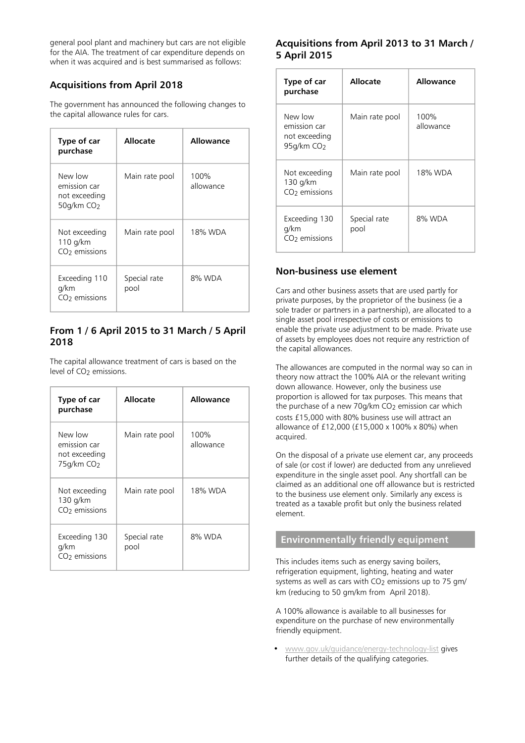general pool plant and machinery but cars are not eligible for the AIA. The treatment of car expenditure depends on when it was acquired and is best summarised as follows:

### Acquisitions from April 2018

The government has announced the following changes to the capital allowance rules for cars.

| Type of car purchase | Allocate | Allowance |
|---|---|---|
| New low emission car not exceeding 50g/km $CO_2$ | Main rate pool | 100% allowance |
| Not exceeding 110 g/km $CO_2$ emissions | Main rate pool | 18% WDA |
| Exceeding 110 g/km $CO_2$ emissions | Special rate pool | 8% WDA |

### From 1 / 6 April 2015 to 31 March / 5 April 2018

The capital allowance treatment of cars is based on the level of $CO_2$ emissions.

| Type of car purchase | Allocate | Allowance |
|---|---|---|
| New low emission car not exceeding 75g/km $CO_2$ | Main rate pool | 100% allowance |
| Not exceeding 130 g/km $CO_2$ emissions | Main rate pool | 18% WDA |
| Exceeding 130 g/km $CO_2$ emissions | Special rate pool | 8% WDA |

### Acquisitions from April 2013 to 31 March / 5 April 2015

| Type of car purchase | Allocate | Allowance |
|---|---|---|
| New low emission car not exceeding 95g/km $CO_2$ | Main rate pool | 100% allowance |
| Not exceeding 130 g/km $CO_2$ emissions | Main rate pool | 18% WDA |
| Exceeding 130 g/km $CO_2$ emissions | Special rate pool | 8% WDA |

### Non-business use element

Cars and other business assets that are used partly for private purposes, by the proprietor of the business (ie a sole trader or partners in a partnership), are allocated to a single asset pool irrespective of costs or emissions to enable the private use adjustment to be made. Private use of assets by employees does not require any restriction of the capital allowances.

The allowances are computed in the normal way so can in theory now attract the 100% AIA or the relevant writing down allowance. However, only the business use proportion is allowed for tax purposes. This means that the purchase of a new 70g/km $CO_2$ emission car which costs £15,000 with 80% business use will attract an allowance of £12,000 (£15,000 x 100% x 80%) when acquired.

On the disposal of a private use element car, any proceeds of sale (or cost if lower) are deducted from any unrelieved expenditure in the single asset pool. Any shortfall can be claimed as an additional one off allowance but is restricted to the business use element only. Similarly any excess is treated as a taxable profit but only the business related element.

## Environmentally friendly equipment

This includes items such as energy saving boilers, refrigeration equipment, lighting, heating and water systems as well as cars with $CO_2$ emissions up to 75 gm/km (reducing to 50 gm/km from April 2018).

A 100% allowance is available to all businesses for expenditure on the purchase of new environmentally friendly equipment.

- www.gov.uk/guidance/energy-technology-list gives further details of the qualifying categories.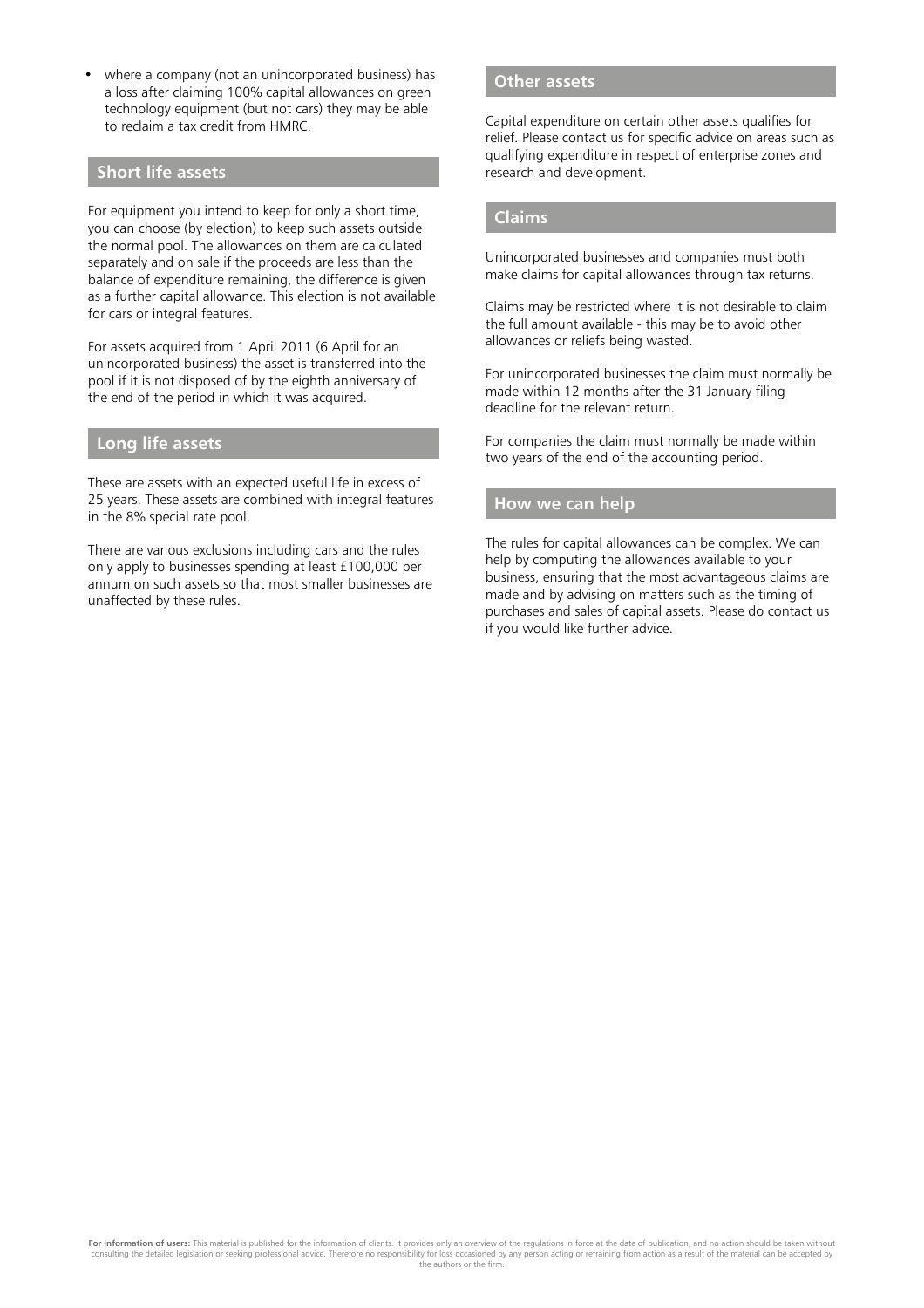- where a company (not an unincorporated business) has a loss after claiming 100% capital allowances on green technology equipment (but not cars) they may be able to reclaim a tax credit from HMRC.

## Short life assets

For equipment you intend to keep for only a short time, you can choose (by election) to keep such assets outside the normal pool. The allowances on them are calculated separately and on sale if the proceeds are less than the balance of expenditure remaining, the difference is given as a further capital allowance. This election is not available for cars or integral features.

For assets acquired from 1 April 2011 (6 April for an unincorporated business) the asset is transferred into the pool if it is not disposed of by the eighth anniversary of the end of the period in which it was acquired.

## Long life assets

These are assets with an expected useful life in excess of 25 years. These assets are combined with integral features in the 8% special rate pool.

There are various exclusions including cars and the rules only apply to businesses spending at least £100,000 per annum on such assets so that most smaller businesses are unaffected by these rules.

## Other assets

Capital expenditure on certain other assets qualifies for relief. Please contact us for specific advice on areas such as qualifying expenditure in respect of enterprise zones and research and development.

## Claims

Unincorporated businesses and companies must both make claims for capital allowances through tax returns.

Claims may be restricted where it is not desirable to claim the full amount available - this may be to avoid other allowances or reliefs being wasted.

For unincorporated businesses the claim must normally be made within 12 months after the 31 January filing deadline for the relevant return.

For companies the claim must normally be made within two years of the end of the accounting period.

## How we can help

The rules for capital allowances can be complex. We can help by computing the allowances available to your business, ensuring that the most advantageous claims are made and by advising on matters such as the timing of purchases and sales of capital assets. Please do contact us if you would like further advice.

**For information of users:** This material is published for the information of clients. It provides only an overview of the regulations in force at the date of publication, and no action should be taken without consulting the detailed legislation or seeking professional advice. Therefore no responsibility for loss occasioned by any person acting or refraining from action as a result of the material can be accepted by the authors or the firm.